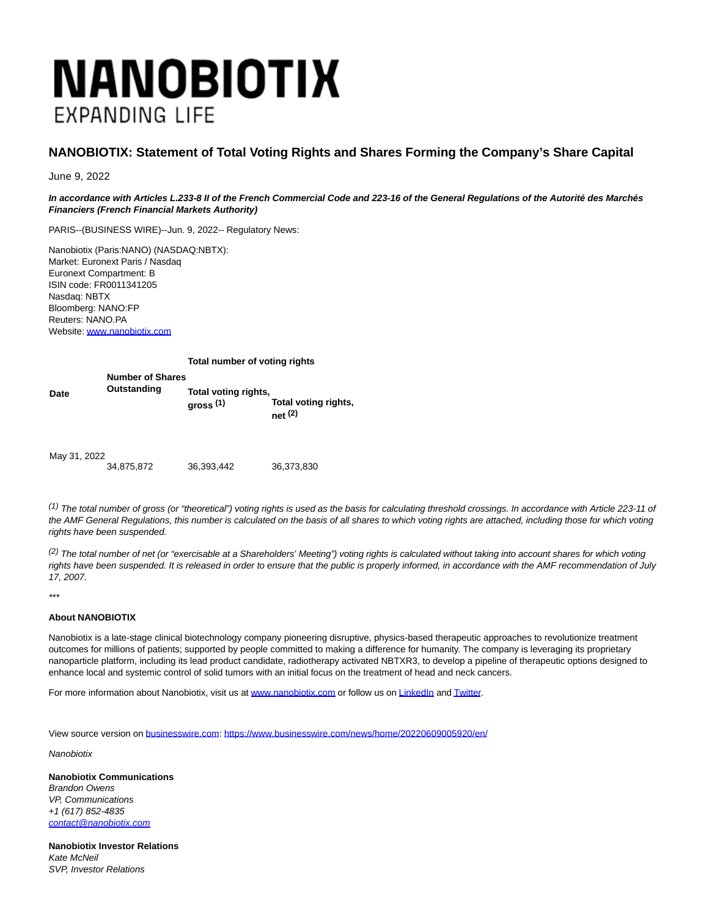# NANOBIOTIX

EXPANDING LIFE

## NANOBIOTIX: Statement of Total Voting Rights and Shares Forming the Company's Share Capital

June 9, 2022

***In accordance with Articles L.233-8 II of the French Commercial Code and 223-16 of the General Regulations of the Autorité des Marchés Financiers (French Financial Markets Authority)***

PARIS--(BUSINESS WIRE)--Jun. 9, 2022-- Regulatory News:

Nanobiotix (Paris:NANO) (NASDAQ:NBTX):
Market: Euronext Paris / Nasdaq
Euronext Compartment: B
ISIN code: FR0011341205
Nasdaq: NBTX
Bloomberg: NANO:FP
Reuters: NANO.PA
Website: www.nanobiotix.com

| **Date** | **Number of Shares Outstanding** | **Total number of voting rights** | |
|---|---|---|---|
| | | **Total voting rights, gross [1]** | **Total voting rights, net [2]** |
| May 31, 2022 | 34,875,872 | 36,393,442 | 36,373,830 |

*[1] The total number of gross (or "theoretical") voting rights is used as the basis for calculating threshold crossings. In accordance with Article 223-11 of the AMF General Regulations, this number is calculated on the basis of all shares to which voting rights are attached, including those for which voting rights have been suspended.*

*[2] The total number of net (or "exercisable at a Shareholders' Meeting") voting rights is calculated without taking into account shares for which voting rights have been suspended. It is released in order to ensure that the public is properly informed, in accordance with the AMF recommendation of July 17, 2007.*

*\*\*\**

**About NANOBIOTIX**

Nanobiotix is a late-stage clinical biotechnology company pioneering disruptive, physics-based therapeutic approaches to revolutionize treatment outcomes for millions of patients; supported by people committed to making a difference for humanity. The company is leveraging its proprietary nanoparticle platform, including its lead product candidate, radiotherapy activated NBTXR3, to develop a pipeline of therapeutic options designed to enhance local and systemic control of solid tumors with an initial focus on the treatment of head and neck cancers.

For more information about Nanobiotix, visit us at www.nanobiotix.com or follow us on LinkedIn and Twitter.

View source version on businesswire.com: https://www.businesswire.com/news/home/20220609005920/en/

*Nanobiotix*

**Nanobiotix Communications**
*Brandon Owens*
*VP, Communications*
*+1 (617) 852-4835*
*contact@nanobiotix.com*

**Nanobiotix Investor Relations**
*Kate McNeil*
*SVP, Investor Relations*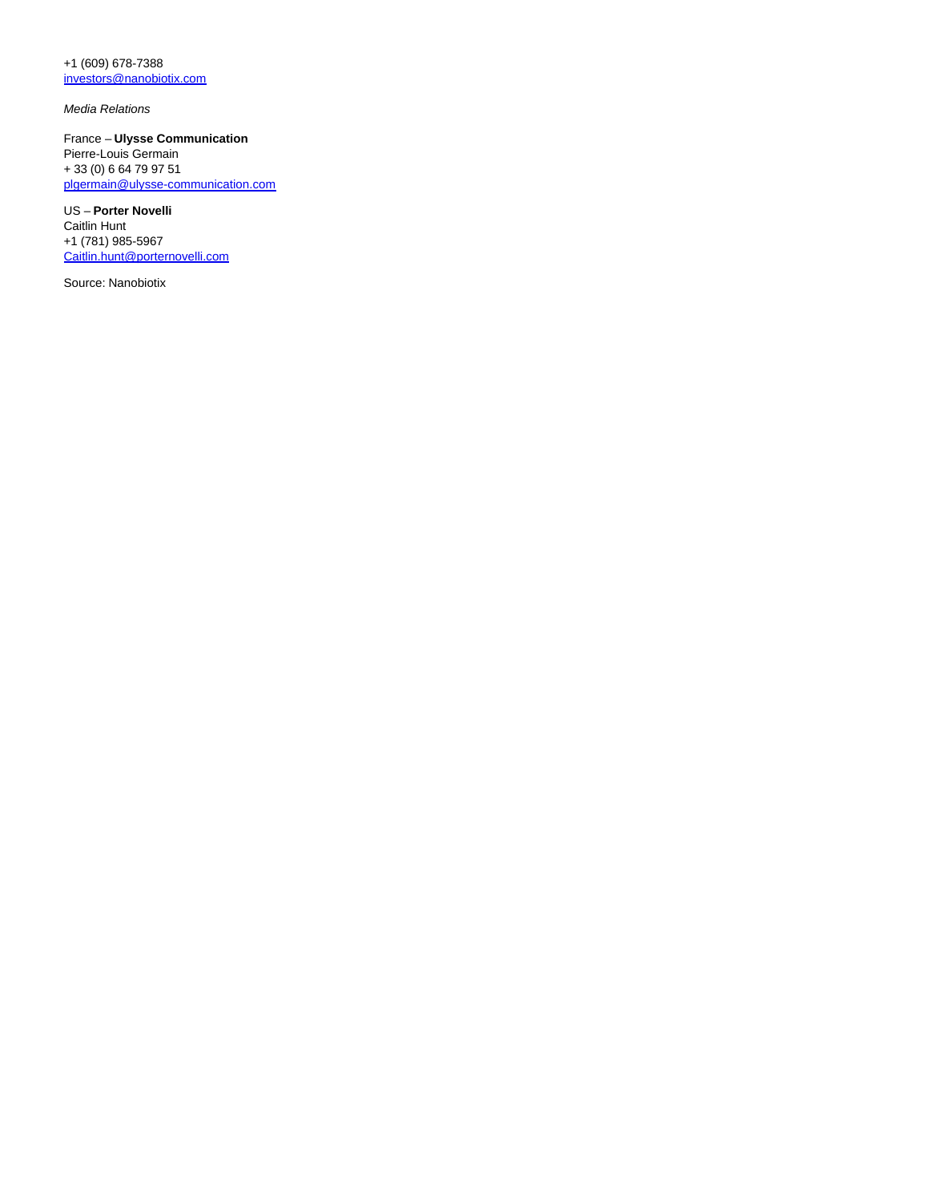+1 (609) 678-7388
investors@nanobiotix.com

*Media Relations*

France – **Ulysse Communication**
Pierre-Louis Germain
+ 33 (0) 6 64 79 97 51
plgermain@ulysse-communication.com

US – **Porter Novelli**
Caitlin Hunt
+1 (781) 985-5967
Caitlin.hunt@porternovelli.com

Source: Nanobiotix